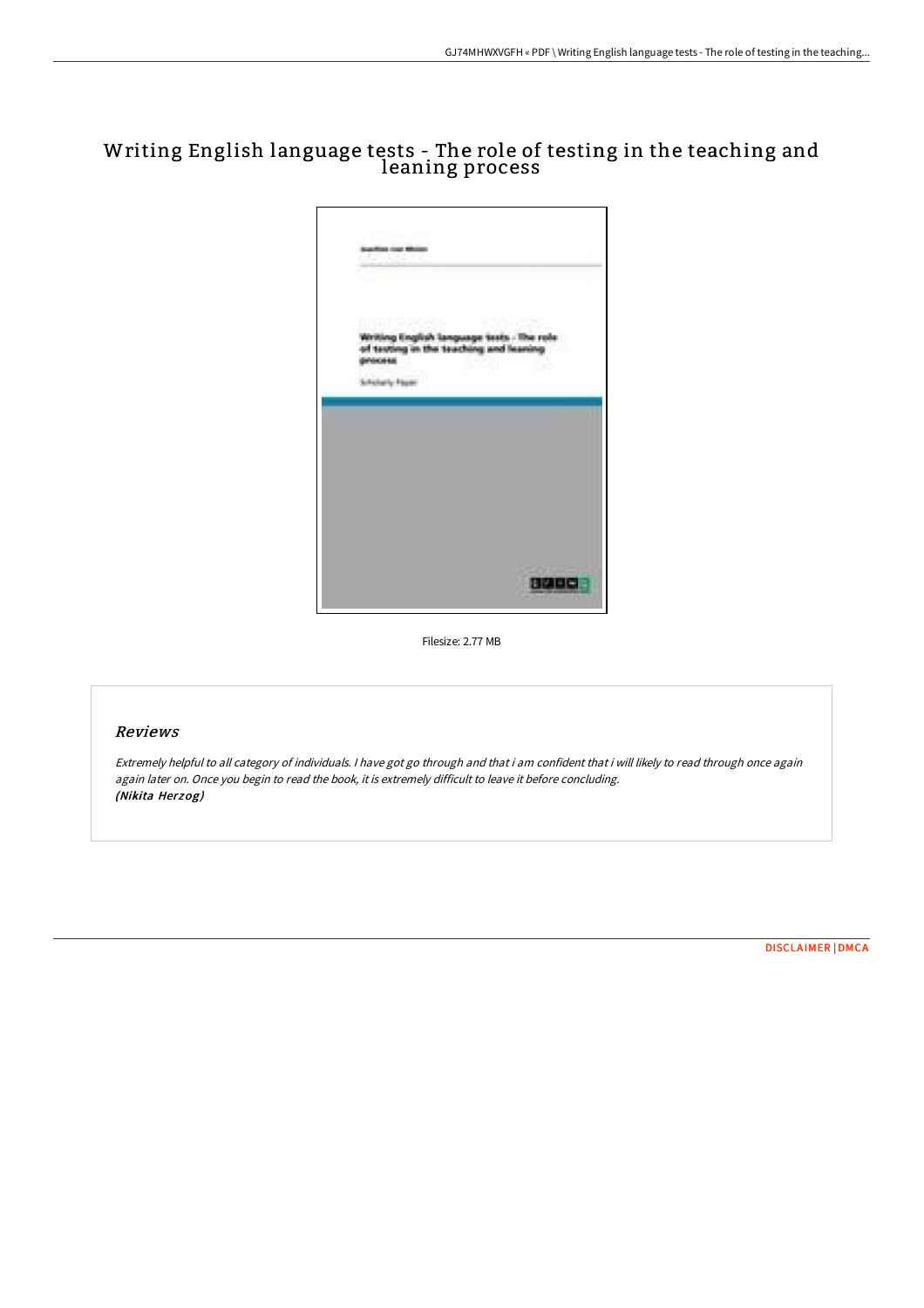# Writing English language tests - The role of testing in the teaching and leaning process

Filesize: 2.77 MB

## Reviews

*Extremely helpful to all category of individuals. I have got go through and that i am confident that i will likely to read through once again again later on. Once you begin to read the book, it is extremely difficult to leave it before concluding.*
***(Nikita Herzog)***

DISCLAIMER | DMCA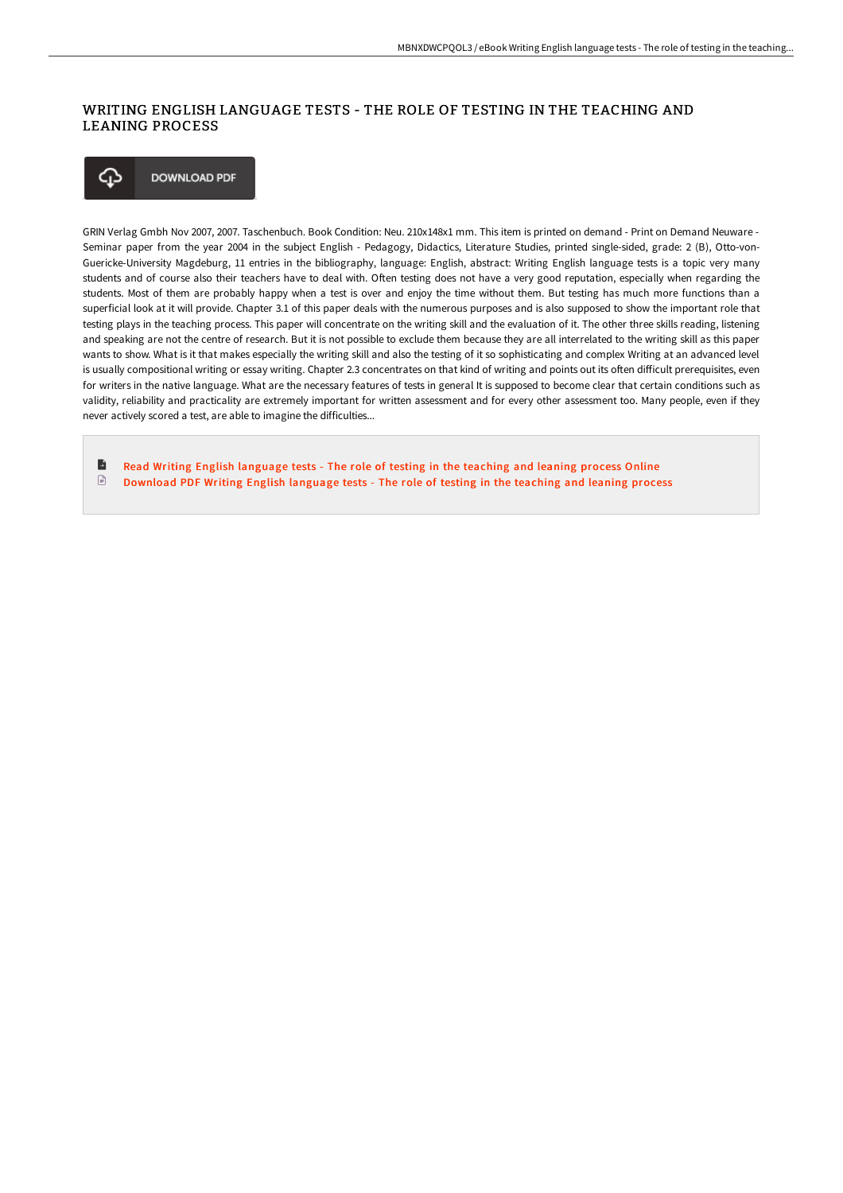# WRITING ENGLISH LANGUAGE TESTS - THE ROLE OF TESTING IN THE TEACHING AND LEANING PROCESS

DOWNLOAD PDF

GRIN Verlag Gmbh Nov 2007, 2007. Taschenbuch. Book Condition: Neu. 210x148x1 mm. This item is printed on demand - Print on Demand Neuware - Seminar paper from the year 2004 in the subject English - Pedagogy, Didactics, Literature Studies, printed single-sided, grade: 2 (B), Otto-von-Guericke-University Magdeburg, 11 entries in the bibliography, language: English, abstract: Writing English language tests is a topic very many students and of course also their teachers have to deal with. Often testing does not have a very good reputation, especially when regarding the students. Most of them are probably happy when a test is over and enjoy the time without them. But testing has much more functions than a superficial look at it will provide. Chapter 3.1 of this paper deals with the numerous purposes and is also supposed to show the important role that testing plays in the teaching process. This paper will concentrate on the writing skill and the evaluation of it. The other three skills reading, listening and speaking are not the centre of research. But it is not possible to exclude them because they are all interrelated to the writing skill as this paper wants to show. What is it that makes especially the writing skill and also the testing of it so sophisticating and complex Writing at an advanced level is usually compositional writing or essay writing. Chapter 2.3 concentrates on that kind of writing and points out its often difficult prerequisites, even for writers in the native language. What are the necessary features of tests in general It is supposed to become clear that certain conditions such as validity, reliability and practicality are extremely important for written assessment and for every other assessment too. Many people, even if they never actively scored a test, are able to imagine the difficulties...

- Read Writing English language tests - The role of testing in the teaching and leaning process Online
- Download PDF Writing English language tests - The role of testing in the teaching and leaning process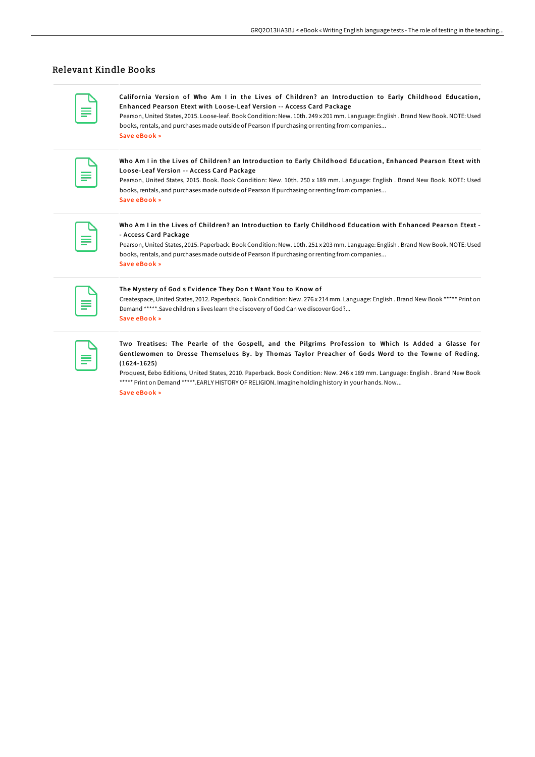## Relevant Kindle Books

**California Version of Who Am I in the Lives of Children? an Introduction to Early Childhood Education, Enhanced Pearson Etext with Loose-Leaf Version -- Access Card Package**

Pearson, United States, 2015. Loose-leaf. Book Condition: New. 10th. 249 x 201 mm. Language: English . Brand New Book. NOTE: Used books, rentals, and purchases made outside of Pearson If purchasing or renting from companies...

Save eBook »

**Who Am I in the Lives of Children? an Introduction to Early Childhood Education, Enhanced Pearson Etext with Loose-Leaf Version -- Access Card Package**

Pearson, United States, 2015. Book. Book Condition: New. 10th. 250 x 189 mm. Language: English . Brand New Book. NOTE: Used books, rentals, and purchases made outside of Pearson If purchasing or renting from companies...

Save eBook »

**Who Am I in the Lives of Children? an Introduction to Early Childhood Education with Enhanced Pearson Etext -- Access Card Package**

Pearson, United States, 2015. Paperback. Book Condition: New. 10th. 251 x 203 mm. Language: English . Brand New Book. NOTE: Used books, rentals, and purchases made outside of Pearson If purchasing or renting from companies...

Save eBook »

**The Mystery of God s Evidence They Don t Want You to Know of**

Createspace, United States, 2012. Paperback. Book Condition: New. 276 x 214 mm. Language: English . Brand New Book ***** Print on Demand *****.Save children s lives learn the discovery of God Can we discover God?...

Save eBook »

**Two Treatises: The Pearle of the Gospell, and the Pilgrims Profession to Which Is Added a Glasse for Gentlewomen to Dresse Themselues By. by Thomas Taylor Preacher of Gods Word to the Towne of Reding. (1624-1625)**

Proquest, Eebo Editions, United States, 2010. Paperback. Book Condition: New. 246 x 189 mm. Language: English . Brand New Book ***** Print on Demand *****.EARLY HISTORY OF RELIGION. Imagine holding history in your hands. Now...

Save eBook »